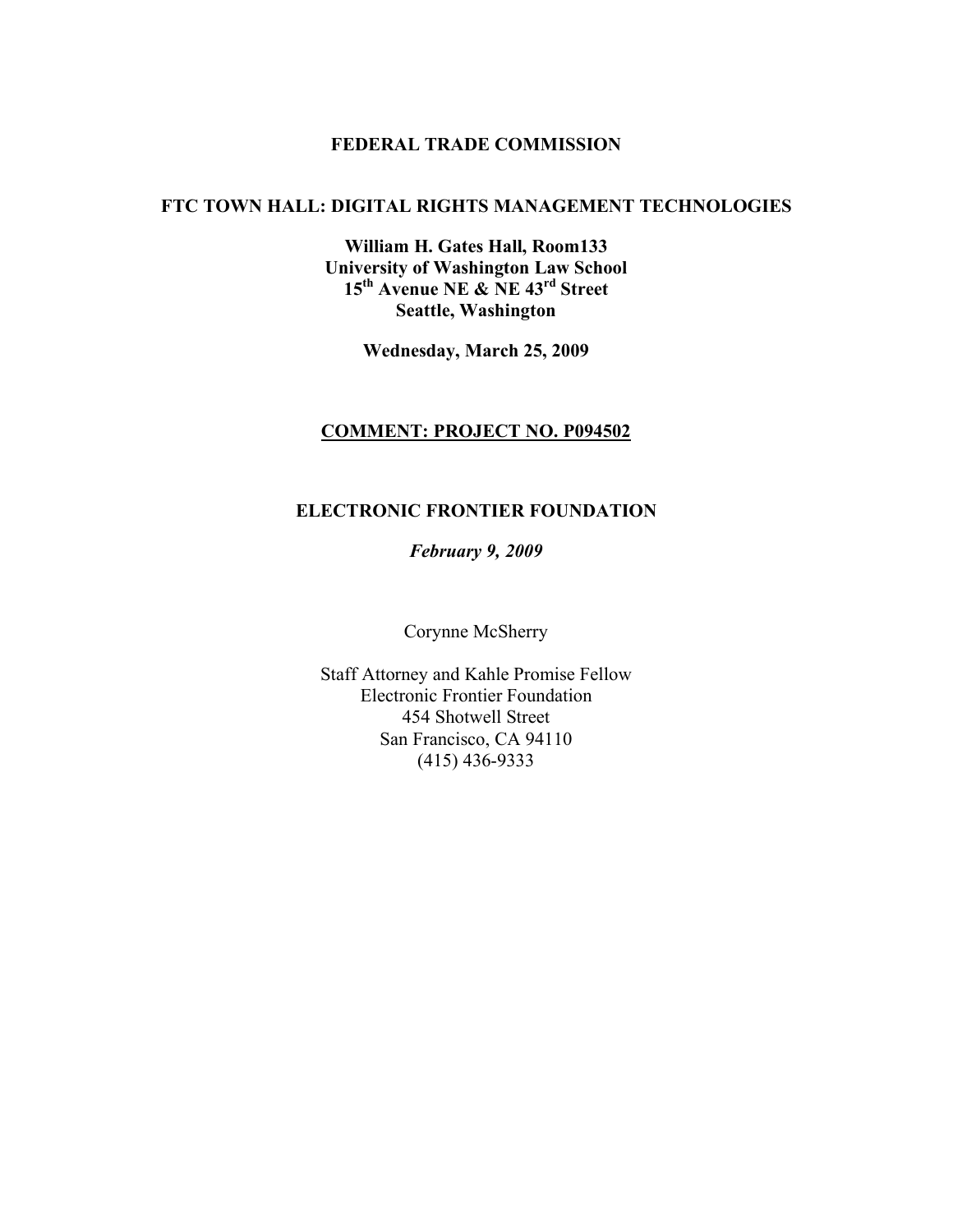**FEDERAL TRADE COMMISSION**

**FTC TOWN HALL: DIGITAL RIGHTS MANAGEMENT TECHNOLOGIES**

**William H. Gates Hall, Room133**
**University of Washington Law School**
**15th Avenue NE & NE 43rd Street**
**Seattle, Washington**

**Wednesday, March 25, 2009**

**COMMENT: PROJECT NO. P094502**

**ELECTRONIC FRONTIER FOUNDATION**

***February 9, 2009***

Corynne McSherry

Staff Attorney and Kahle Promise Fellow
Electronic Frontier Foundation
454 Shotwell Street
San Francisco, CA 94110
(415) 436-9333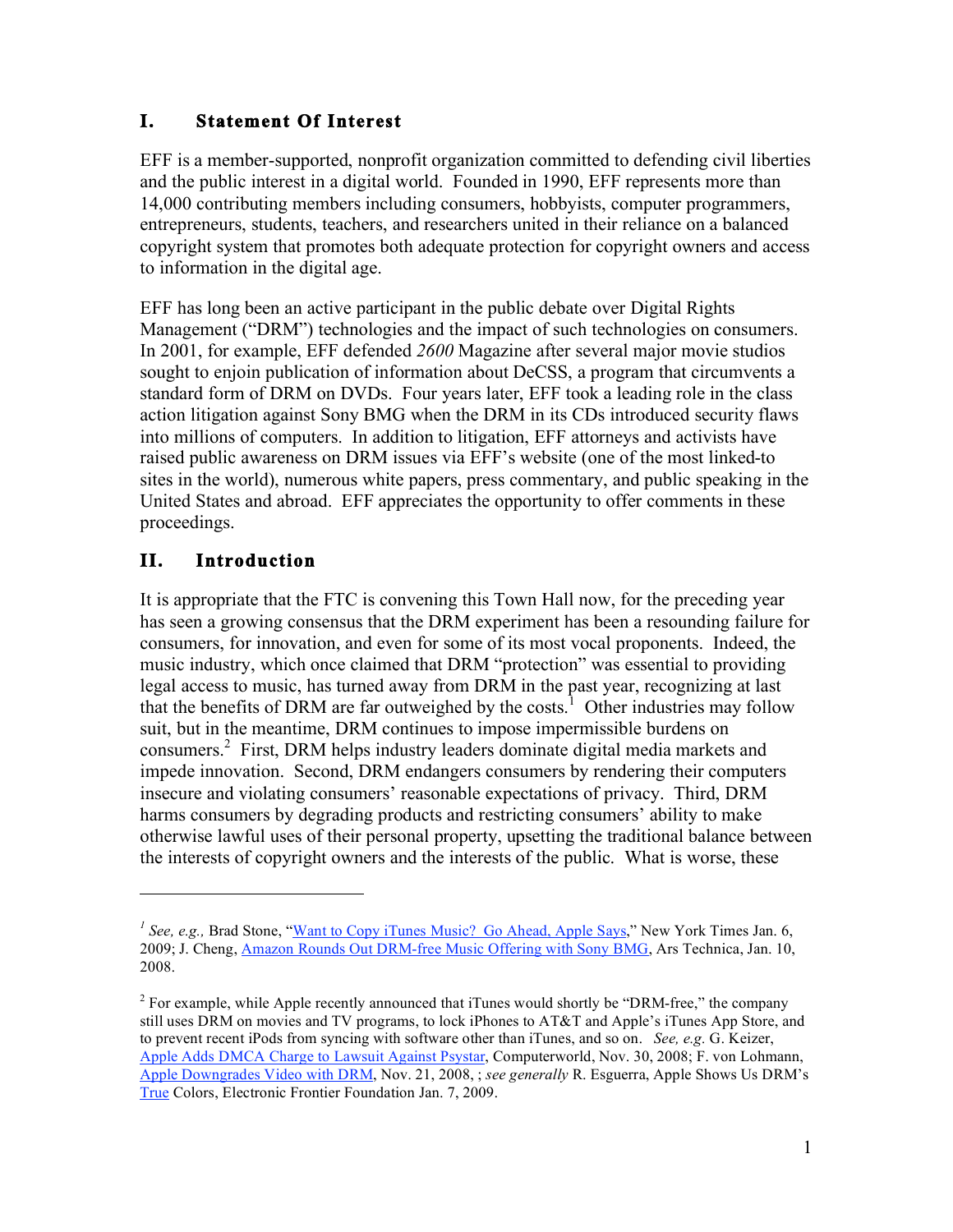## I. Statement Of Interest

EFF is a member-supported, nonprofit organization committed to defending civil liberties and the public interest in a digital world. Founded in 1990, EFF represents more than 14,000 contributing members including consumers, hobbyists, computer programmers, entrepreneurs, students, teachers, and researchers united in their reliance on a balanced copyright system that promotes both adequate protection for copyright owners and access to information in the digital age.

EFF has long been an active participant in the public debate over Digital Rights Management ("DRM") technologies and the impact of such technologies on consumers. In 2001, for example, EFF defended *2600* Magazine after several major movie studios sought to enjoin publication of information about DeCSS, a program that circumvents a standard form of DRM on DVDs. Four years later, EFF took a leading role in the class action litigation against Sony BMG when the DRM in its CDs introduced security flaws into millions of computers. In addition to litigation, EFF attorneys and activists have raised public awareness on DRM issues via EFF's website (one of the most linked-to sites in the world), numerous white papers, press commentary, and public speaking in the United States and abroad. EFF appreciates the opportunity to offer comments in these proceedings.

## II. Introduction

It is appropriate that the FTC is convening this Town Hall now, for the preceding year has seen a growing consensus that the DRM experiment has been a resounding failure for consumers, for innovation, and even for some of its most vocal proponents. Indeed, the music industry, which once claimed that DRM "protection" was essential to providing legal access to music, has turned away from DRM in the past year, recognizing at last that the benefits of DRM are far outweighed by the costs.[1] Other industries may follow suit, but in the meantime, DRM continues to impose impermissible burdens on consumers.[2] First, DRM helps industry leaders dominate digital media markets and impede innovation. Second, DRM endangers consumers by rendering their computers insecure and violating consumers' reasonable expectations of privacy. Third, DRM harms consumers by degrading products and restricting consumers' ability to make otherwise lawful uses of their personal property, upsetting the traditional balance between the interests of copyright owners and the interests of the public. What is worse, these

---

[1] *See, e.g.,* Brad Stone, "Want to Copy iTunes Music? Go Ahead, Apple Says," New York Times Jan. 6, 2009; J. Cheng, Amazon Rounds Out DRM-free Music Offering with Sony BMG, Ars Technica, Jan. 10, 2008.

[2] For example, while Apple recently announced that iTunes would shortly be "DRM-free," the company still uses DRM on movies and TV programs, to lock iPhones to AT&T and Apple's iTunes App Store, and to prevent recent iPods from syncing with software other than iTunes, and so on. *See, e.g.* G. Keizer, Apple Adds DMCA Charge to Lawsuit Against Psystar, Computerworld, Nov. 30, 2008; F. von Lohmann, Apple Downgrades Video with DRM, Nov. 21, 2008, ; *see generally* R. Esguerra, Apple Shows Us DRM's True Colors, Electronic Frontier Foundation Jan. 7, 2009.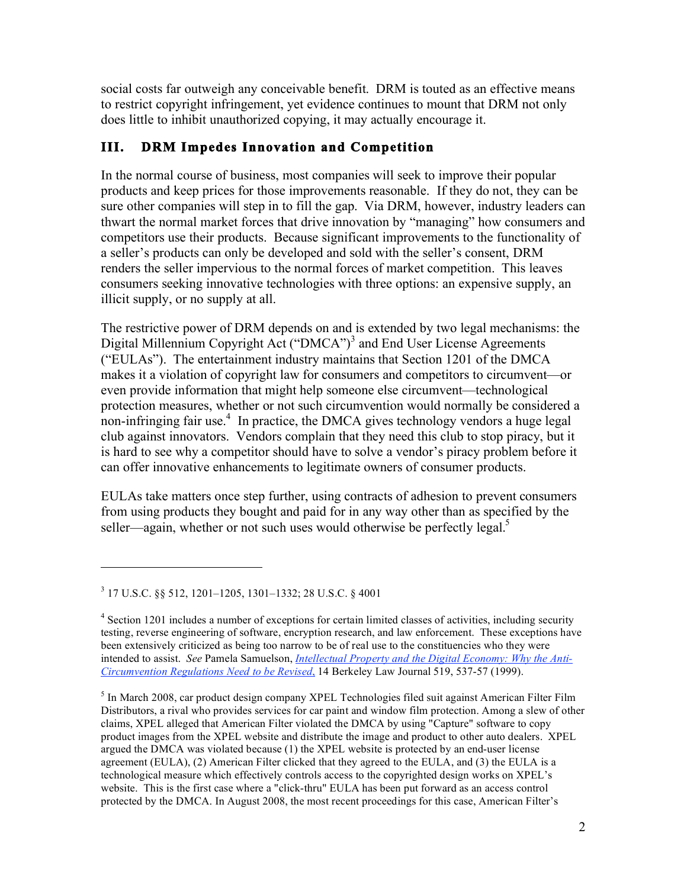social costs far outweigh any conceivable benefit. DRM is touted as an effective means to restrict copyright infringement, yet evidence continues to mount that DRM not only does little to inhibit unauthorized copying, it may actually encourage it.

## III. DRM Impedes Innovation and Competition

In the normal course of business, most companies will seek to improve their popular products and keep prices for those improvements reasonable. If they do not, they can be sure other companies will step in to fill the gap. Via DRM, however, industry leaders can thwart the normal market forces that drive innovation by "managing" how consumers and competitors use their products. Because significant improvements to the functionality of a seller's products can only be developed and sold with the seller's consent, DRM renders the seller impervious to the normal forces of market competition. This leaves consumers seeking innovative technologies with three options: an expensive supply, an illicit supply, or no supply at all.

The restrictive power of DRM depends on and is extended by two legal mechanisms: the Digital Millennium Copyright Act ("DMCA")[3] and End User License Agreements ("EULAs"). The entertainment industry maintains that Section 1201 of the DMCA makes it a violation of copyright law for consumers and competitors to circumvent—or even provide information that might help someone else circumvent—technological protection measures, whether or not such circumvention would normally be considered a non-infringing fair use.[4] In practice, the DMCA gives technology vendors a huge legal club against innovators. Vendors complain that they need this club to stop piracy, but it is hard to see why a competitor should have to solve a vendor's piracy problem before it can offer innovative enhancements to legitimate owners of consumer products.

EULAs take matters once step further, using contracts of adhesion to prevent consumers from using products they bought and paid for in any way other than as specified by the seller—again, whether or not such uses would otherwise be perfectly legal.[5]

---

[3] 17 U.S.C. §§ 512, 1201–1205, 1301–1332; 28 U.S.C. § 4001

[4] Section 1201 includes a number of exceptions for certain limited classes of activities, including security testing, reverse engineering of software, encryption research, and law enforcement. These exceptions have been extensively criticized as being too narrow to be of real use to the constituencies who they were intended to assist. *See* Pamela Samuelson, *Intellectual Property and the Digital Economy: Why the Anti-Circumvention Regulations Need to be Revised*, 14 Berkeley Law Journal 519, 537-57 (1999).

[5] In March 2008, car product design company XPEL Technologies filed suit against American Filter Film Distributors, a rival who provides services for car paint and window film protection. Among a slew of other claims, XPEL alleged that American Filter violated the DMCA by using "Capture" software to copy product images from the XPEL website and distribute the image and product to other auto dealers. XPEL argued the DMCA was violated because (1) the XPEL website is protected by an end-user license agreement (EULA), (2) American Filter clicked that they agreed to the EULA, and (3) the EULA is a technological measure which effectively controls access to the copyrighted design works on XPEL's website. This is the first case where a "click-thru" EULA has been put forward as an access control protected by the DMCA. In August 2008, the most recent proceedings for this case, American Filter's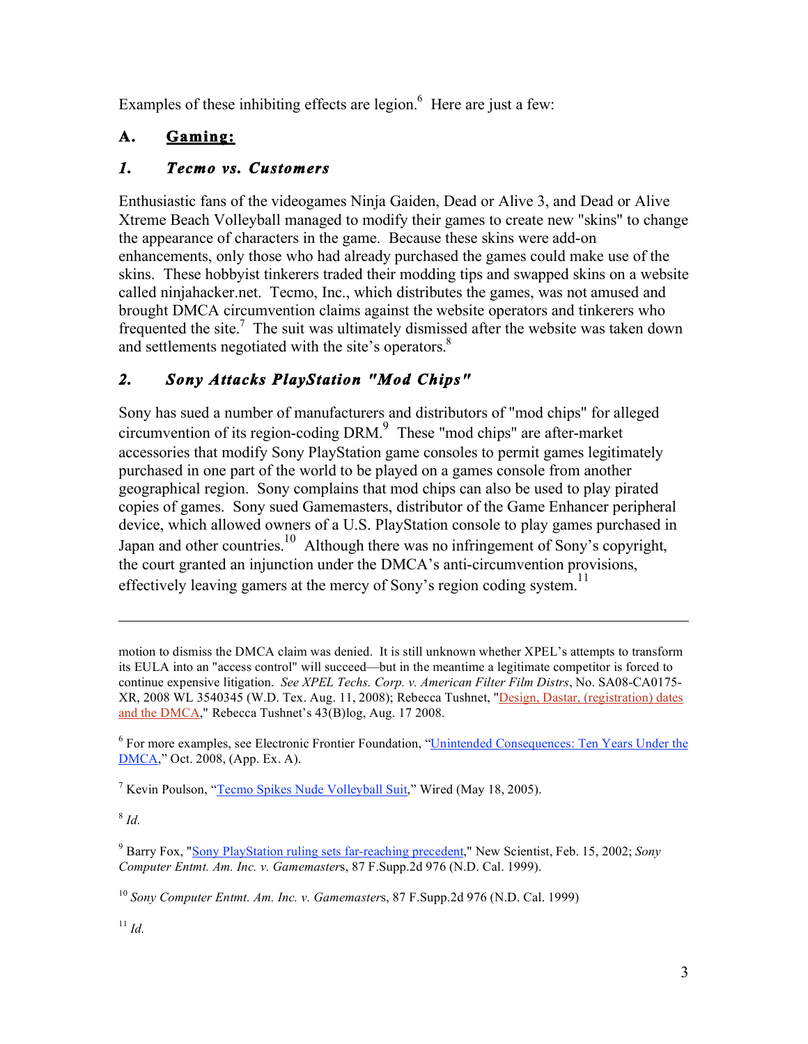Examples of these inhibiting effects are legion.[6] Here are just a few:

## A. Gaming:

### *1. Tecmo vs. Customers*

Enthusiastic fans of the videogames Ninja Gaiden, Dead or Alive 3, and Dead or Alive Xtreme Beach Volleyball managed to modify their games to create new "skins" to change the appearance of characters in the game. Because these skins were add-on enhancements, only those who had already purchased the games could make use of the skins. These hobbyist tinkerers traded their modding tips and swapped skins on a website called ninjahacker.net. Tecmo, Inc., which distributes the games, was not amused and brought DMCA circumvention claims against the website operators and tinkerers who frequented the site.[7] The suit was ultimately dismissed after the website was taken down and settlements negotiated with the site's operators.[8]

### *2. Sony Attacks PlayStation "Mod Chips"*

Sony has sued a number of manufacturers and distributors of "mod chips" for alleged circumvention of its region-coding DRM.[9] These "mod chips" are after-market accessories that modify Sony PlayStation game consoles to permit games legitimately purchased in one part of the world to be played on a games console from another geographical region. Sony complains that mod chips can also be used to play pirated copies of games. Sony sued Gamemasters, distributor of the Game Enhancer peripheral device, which allowed owners of a U.S. PlayStation console to play games purchased in Japan and other countries.[10] Although there was no infringement of Sony's copyright, the court granted an injunction under the DMCA's anti-circumvention provisions, effectively leaving gamers at the mercy of Sony's region coding system.[11]

---

motion to dismiss the DMCA claim was denied. It is still unknown whether XPEL's attempts to transform its EULA into an "access control" will succeed—but in the meantime a legitimate competitor is forced to continue expensive litigation. *See XPEL Techs. Corp. v. American Filter Film Distrs*, No. SA08-CA0175-XR, 2008 WL 3540345 (W.D. Tex. Aug. 11, 2008); Rebecca Tushnet, "Design, Dastar, (registration) dates and the DMCA," Rebecca Tushnet's 43(B)log, Aug. 17 2008.

[6] For more examples, see Electronic Frontier Foundation, "Unintended Consequences: Ten Years Under the DMCA," Oct. 2008, (App. Ex. A).

[7] Kevin Poulson, "Tecmo Spikes Nude Volleyball Suit," Wired (May 18, 2005).

[8] *Id.*

[9] Barry Fox, "Sony PlayStation ruling sets far-reaching precedent," New Scientist, Feb. 15, 2002; *Sony Computer Entmt. Am. Inc. v. Gamemasters*, 87 F.Supp.2d 976 (N.D. Cal. 1999).

[10] *Sony Computer Entmt. Am. Inc. v. Gamemasters*, 87 F.Supp.2d 976 (N.D. Cal 1999)

[11] *Id.*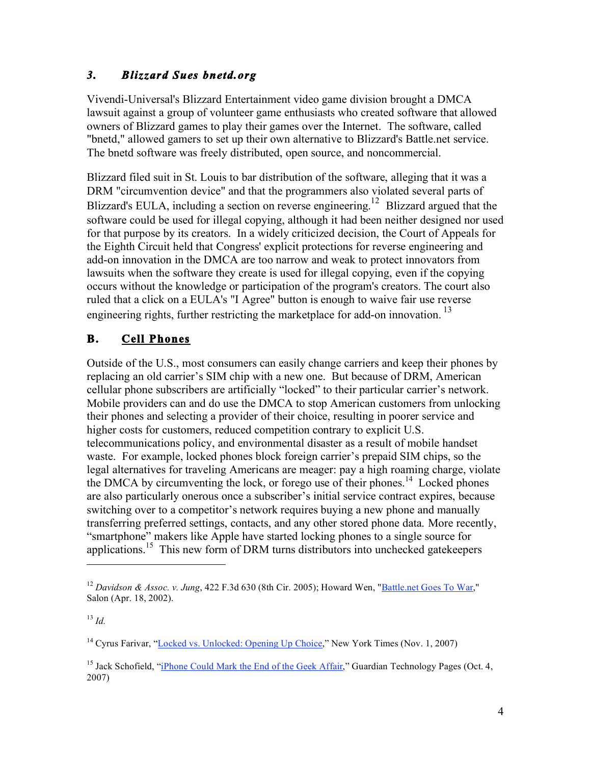### *3. Blizzard Sues bnetd.org*

Vivendi-Universal's Blizzard Entertainment video game division brought a DMCA lawsuit against a group of volunteer game enthusiasts who created software that allowed owners of Blizzard games to play their games over the Internet. The software, called "bnetd," allowed gamers to set up their own alternative to Blizzard's Battle.net service. The bnetd software was freely distributed, open source, and noncommercial.

Blizzard filed suit in St. Louis to bar distribution of the software, alleging that it was a DRM "circumvention device" and that the programmers also violated several parts of Blizzard's EULA, including a section on reverse engineering.[12] Blizzard argued that the software could be used for illegal copying, although it had been neither designed nor used for that purpose by its creators. In a widely criticized decision, the Court of Appeals for the Eighth Circuit held that Congress' explicit protections for reverse engineering and add-on innovation in the DMCA are too narrow and weak to protect innovators from lawsuits when the software they create is used for illegal copying, even if the copying occurs without the knowledge or participation of the program's creators. The court also ruled that a click on a EULA's "I Agree" button is enough to waive fair use reverse engineering rights, further restricting the marketplace for add-on innovation.[13]

## B. Cell Phones

Outside of the U.S., most consumers can easily change carriers and keep their phones by replacing an old carrier's SIM chip with a new one. But because of DRM, American cellular phone subscribers are artificially "locked" to their particular carrier's network. Mobile providers can and do use the DMCA to stop American customers from unlocking their phones and selecting a provider of their choice, resulting in poorer service and higher costs for customers, reduced competition contrary to explicit U.S. telecommunications policy, and environmental disaster as a result of mobile handset waste. For example, locked phones block foreign carrier's prepaid SIM chips, so the legal alternatives for traveling Americans are meager: pay a high roaming charge, violate the DMCA by circumventing the lock, or forego use of their phones.[14] Locked phones are also particularly onerous once a subscriber's initial service contract expires, because switching over to a competitor's network requires buying a new phone and manually transferring preferred settings, contacts, and any other stored phone data. More recently, "smartphone" makers like Apple have started locking phones to a single source for applications.[15] This new form of DRM turns distributors into unchecked gatekeepers

---

[12] *Davidson & Assoc. v. Jung*, 422 F.3d 630 (8th Cir. 2005); Howard Wen, "Battle.net Goes To War," Salon (Apr. 18, 2002).

[13] *Id.*

[14] Cyrus Farivar, "Locked vs. Unlocked: Opening Up Choice," New York Times (Nov. 1, 2007)

[15] Jack Schofield, "iPhone Could Mark the End of the Geek Affair," Guardian Technology Pages (Oct. 4, 2007)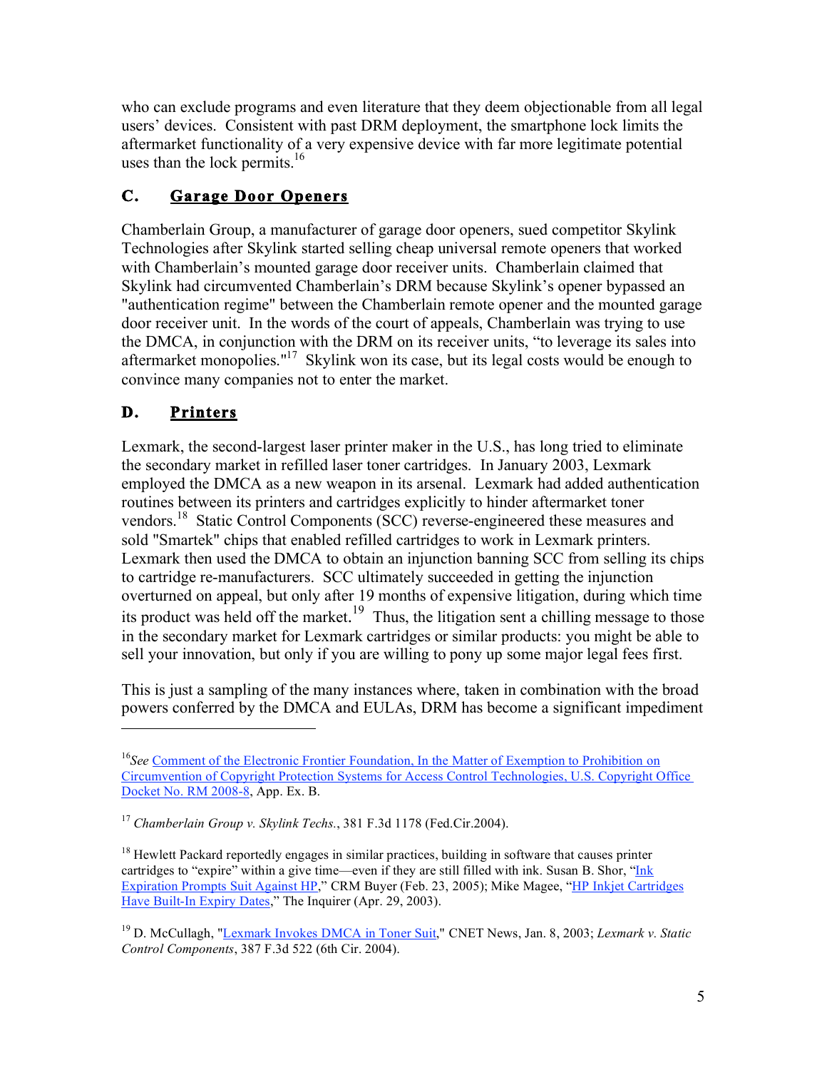who can exclude programs and even literature that they deem objectionable from all legal users' devices. Consistent with past DRM deployment, the smartphone lock limits the aftermarket functionality of a very expensive device with far more legitimate potential uses than the lock permits.[16]

## C. Garage Door Openers

Chamberlain Group, a manufacturer of garage door openers, sued competitor Skylink Technologies after Skylink started selling cheap universal remote openers that worked with Chamberlain's mounted garage door receiver units. Chamberlain claimed that Skylink had circumvented Chamberlain's DRM because Skylink's opener bypassed an "authentication regime" between the Chamberlain remote opener and the mounted garage door receiver unit. In the words of the court of appeals, Chamberlain was trying to use the DMCA, in conjunction with the DRM on its receiver units, "to leverage its sales into aftermarket monopolies."[17] Skylink won its case, but its legal costs would be enough to convince many companies not to enter the market.

## D. Printers

Lexmark, the second-largest laser printer maker in the U.S., has long tried to eliminate the secondary market in refilled laser toner cartridges. In January 2003, Lexmark employed the DMCA as a new weapon in its arsenal. Lexmark had added authentication routines between its printers and cartridges explicitly to hinder aftermarket toner vendors.[18] Static Control Components (SCC) reverse-engineered these measures and sold "Smartek" chips that enabled refilled cartridges to work in Lexmark printers. Lexmark then used the DMCA to obtain an injunction banning SCC from selling its chips to cartridge re-manufacturers. SCC ultimately succeeded in getting the injunction overturned on appeal, but only after 19 months of expensive litigation, during which time its product was held off the market.[19] Thus, the litigation sent a chilling message to those in the secondary market for Lexmark cartridges or similar products: you might be able to sell your innovation, but only if you are willing to pony up some major legal fees first.

This is just a sampling of the many instances where, taken in combination with the broad powers conferred by the DMCA and EULAs, DRM has become a significant impediment

---

[16] *See* Comment of the Electronic Frontier Foundation, In the Matter of Exemption to Prohibition on Circumvention of Copyright Protection Systems for Access Control Technologies, U.S. Copyright Office Docket No. RM 2008-8, App. Ex. B.

[17] *Chamberlain Group v. Skylink Techs.*, 381 F.3d 1178 (Fed.Cir.2004).

[18] Hewlett Packard reportedly engages in similar practices, building in software that causes printer cartridges to "expire" within a give time—even if they are still filled with ink. Susan B. Shor, "Ink Expiration Prompts Suit Against HP," CRM Buyer (Feb. 23, 2005); Mike Magee, "HP Inkjet Cartridges Have Built-In Expiry Dates," The Inquirer (Apr. 29, 2003).

[19] D. McCullagh, "Lexmark Invokes DMCA in Toner Suit," CNET News, Jan. 8, 2003; *Lexmark v. Static Control Components*, 387 F.3d 522 (6th Cir. 2004).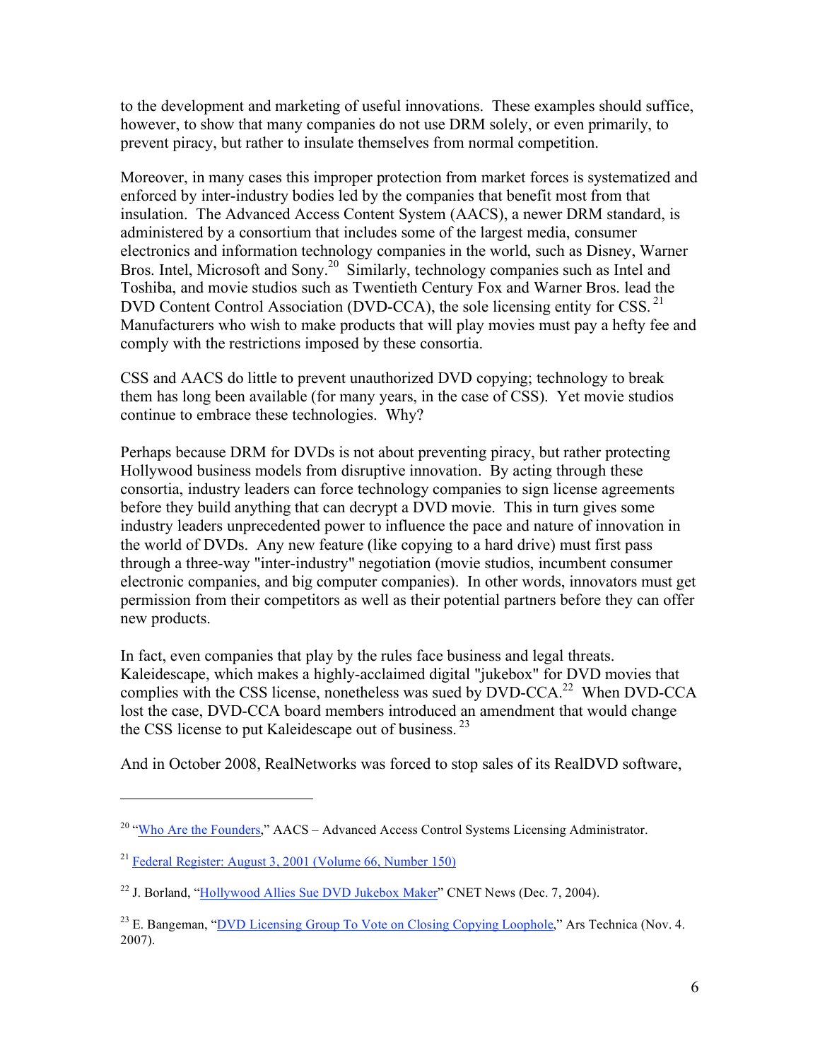to the development and marketing of useful innovations. These examples should suffice, however, to show that many companies do not use DRM solely, or even primarily, to prevent piracy, but rather to insulate themselves from normal competition.

Moreover, in many cases this improper protection from market forces is systematized and enforced by inter-industry bodies led by the companies that benefit most from that insulation. The Advanced Access Content System (AACS), a newer DRM standard, is administered by a consortium that includes some of the largest media, consumer electronics and information technology companies in the world, such as Disney, Warner Bros. Intel, Microsoft and Sony.[20] Similarly, technology companies such as Intel and Toshiba, and movie studios such as Twentieth Century Fox and Warner Bros. lead the DVD Content Control Association (DVD-CCA), the sole licensing entity for CSS.[21] Manufacturers who wish to make products that will play movies must pay a hefty fee and comply with the restrictions imposed by these consortia.

CSS and AACS do little to prevent unauthorized DVD copying; technology to break them has long been available (for many years, in the case of CSS). Yet movie studios continue to embrace these technologies. Why?

Perhaps because DRM for DVDs is not about preventing piracy, but rather protecting Hollywood business models from disruptive innovation. By acting through these consortia, industry leaders can force technology companies to sign license agreements before they build anything that can decrypt a DVD movie. This in turn gives some industry leaders unprecedented power to influence the pace and nature of innovation in the world of DVDs. Any new feature (like copying to a hard drive) must first pass through a three-way "inter-industry" negotiation (movie studios, incumbent consumer electronic companies, and big computer companies). In other words, innovators must get permission from their competitors as well as their potential partners before they can offer new products.

In fact, even companies that play by the rules face business and legal threats. Kaleidescape, which makes a highly-acclaimed digital "jukebox" for DVD movies that complies with the CSS license, nonetheless was sued by DVD-CCA.[22] When DVD-CCA lost the case, DVD-CCA board members introduced an amendment that would change the CSS license to put Kaleidescape out of business.[23]

And in October 2008, RealNetworks was forced to stop sales of its RealDVD software,

---

[20] "Who Are the Founders," AACS – Advanced Access Control Systems Licensing Administrator.

[21] Federal Register: August 3, 2001 (Volume 66, Number 150)

[22] J. Borland, "Hollywood Allies Sue DVD Jukebox Maker" CNET News (Dec. 7, 2004).

[23] E. Bangeman, "DVD Licensing Group To Vote on Closing Copying Loophole," Ars Technica (Nov. 4. 2007).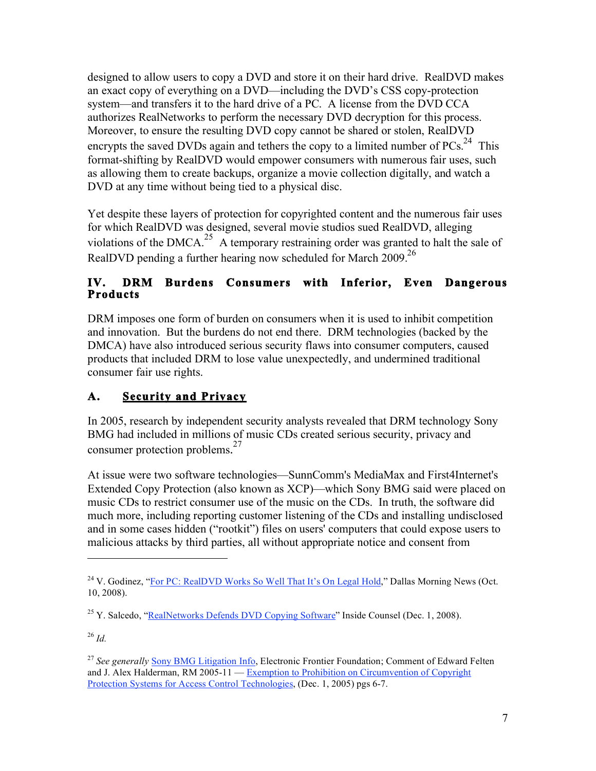designed to allow users to copy a DVD and store it on their hard drive. RealDVD makes an exact copy of everything on a DVD—including the DVD's CSS copy-protection system—and transfers it to the hard drive of a PC. A license from the DVD CCA authorizes RealNetworks to perform the necessary DVD decryption for this process. Moreover, to ensure the resulting DVD copy cannot be shared or stolen, RealDVD encrypts the saved DVDs again and tethers the copy to a limited number of PCs.[24] This format-shifting by RealDVD would empower consumers with numerous fair uses, such as allowing them to create backups, organize a movie collection digitally, and watch a DVD at any time without being tied to a physical disc.

Yet despite these layers of protection for copyrighted content and the numerous fair uses for which RealDVD was designed, several movie studios sued RealDVD, alleging violations of the DMCA.[25] A temporary restraining order was granted to halt the sale of RealDVD pending a further hearing now scheduled for March 2009.[26]

## IV. DRM Burdens Consumers with Inferior, Even Dangerous Products

DRM imposes one form of burden on consumers when it is used to inhibit competition and innovation. But the burdens do not end there. DRM technologies (backed by the DMCA) have also introduced serious security flaws into consumer computers, caused products that included DRM to lose value unexpectedly, and undermined traditional consumer fair use rights.

### A. Security and Privacy

In 2005, research by independent security analysts revealed that DRM technology Sony BMG had included in millions of music CDs created serious security, privacy and consumer protection problems.[27]

At issue were two software technologies—SunnComm's MediaMax and First4Internet's Extended Copy Protection (also known as XCP)—which Sony BMG said were placed on music CDs to restrict consumer use of the music on the CDs. In truth, the software did much more, including reporting customer listening of the CDs and installing undisclosed and in some cases hidden ("rootkit") files on users' computers that could expose users to malicious attacks by third parties, all without appropriate notice and consent from

---

[24] V. Godinez, "For PC: RealDVD Works So Well That It's On Legal Hold," Dallas Morning News (Oct. 10, 2008).

[25] Y. Salcedo, "RealNetworks Defends DVD Copying Software" Inside Counsel (Dec. 1, 2008).

[26] *Id.*

[27] *See generally* Sony BMG Litigation Info, Electronic Frontier Foundation; Comment of Edward Felten and J. Alex Halderman, RM 2005-11 — Exemption to Prohibition on Circumvention of Copyright Protection Systems for Access Control Technologies, (Dec. 1, 2005) pgs 6-7.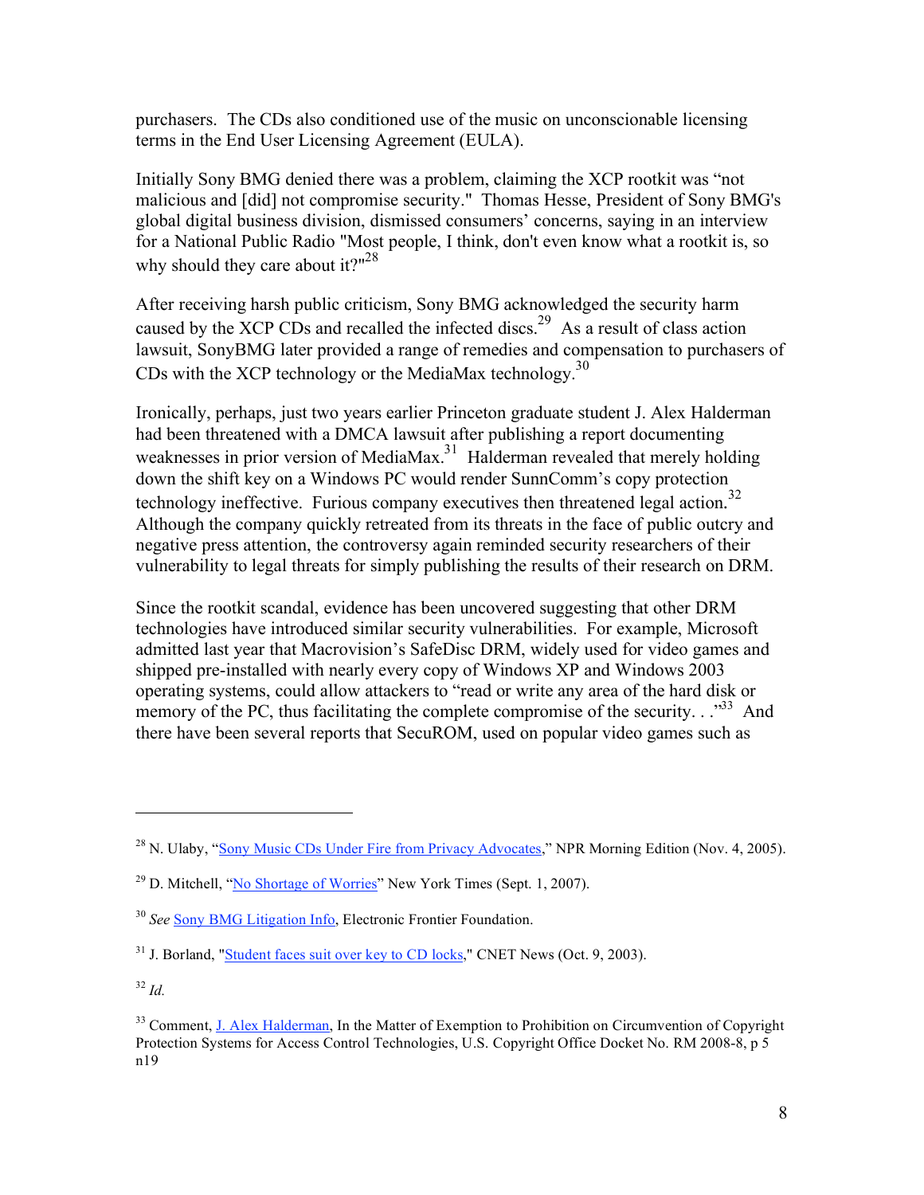purchasers. The CDs also conditioned use of the music on unconscionable licensing terms in the End User Licensing Agreement (EULA).

Initially Sony BMG denied there was a problem, claiming the XCP rootkit was "not malicious and [did] not compromise security." Thomas Hesse, President of Sony BMG's global digital business division, dismissed consumers' concerns, saying in an interview for a National Public Radio "Most people, I think, don't even know what a rootkit is, so why should they care about it?"[28]

After receiving harsh public criticism, Sony BMG acknowledged the security harm caused by the XCP CDs and recalled the infected discs.[29] As a result of class action lawsuit, SonyBMG later provided a range of remedies and compensation to purchasers of CDs with the XCP technology or the MediaMax technology.[30]

Ironically, perhaps, just two years earlier Princeton graduate student J. Alex Halderman had been threatened with a DMCA lawsuit after publishing a report documenting weaknesses in prior version of MediaMax.[31] Halderman revealed that merely holding down the shift key on a Windows PC would render SunnComm's copy protection technology ineffective. Furious company executives then threatened legal action.[32] Although the company quickly retreated from its threats in the face of public outcry and negative press attention, the controversy again reminded security researchers of their vulnerability to legal threats for simply publishing the results of their research on DRM.

Since the rootkit scandal, evidence has been uncovered suggesting that other DRM technologies have introduced similar security vulnerabilities. For example, Microsoft admitted last year that Macrovision's SafeDisc DRM, widely used for video games and shipped pre-installed with nearly every copy of Windows XP and Windows 2003 operating systems, could allow attackers to "read or write any area of the hard disk or memory of the PC, thus facilitating the complete compromise of the security. . ."[33] And there have been several reports that SecuROM, used on popular video games such as

---

[28] N. Ulaby, "Sony Music CDs Under Fire from Privacy Advocates," NPR Morning Edition (Nov. 4, 2005).

[29] D. Mitchell, "No Shortage of Worries" New York Times (Sept. 1, 2007).

[30] *See* Sony BMG Litigation Info, Electronic Frontier Foundation.

[31] J. Borland, "Student faces suit over key to CD locks," CNET News (Oct. 9, 2003).

[32] *Id.*

[33] Comment, J. Alex Halderman, In the Matter of Exemption to Prohibition on Circumvention of Copyright Protection Systems for Access Control Technologies, U.S. Copyright Office Docket No. RM 2008-8, p 5 n19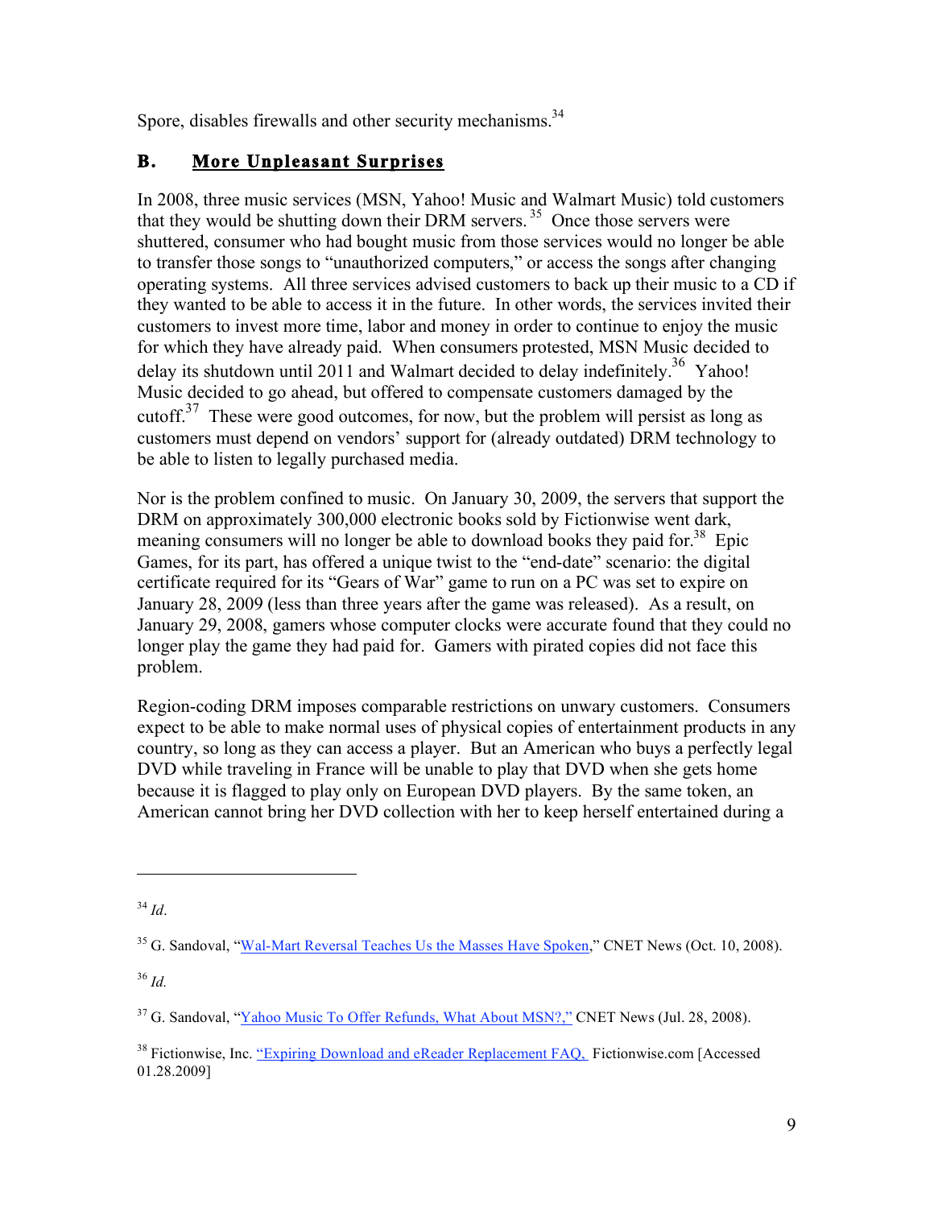Spore, disables firewalls and other security mechanisms.[34]

## B. More Unpleasant Surprises

In 2008, three music services (MSN, Yahoo! Music and Walmart Music) told customers that they would be shutting down their DRM servers.[35] Once those servers were shuttered, consumer who had bought music from those services would no longer be able to transfer those songs to "unauthorized computers," or access the songs after changing operating systems. All three services advised customers to back up their music to a CD if they wanted to be able to access it in the future. In other words, the services invited their customers to invest more time, labor and money in order to continue to enjoy the music for which they have already paid. When consumers protested, MSN Music decided to delay its shutdown until 2011 and Walmart decided to delay indefinitely.[36] Yahoo! Music decided to go ahead, but offered to compensate customers damaged by the cutoff.[37] These were good outcomes, for now, but the problem will persist as long as customers must depend on vendors' support for (already outdated) DRM technology to be able to listen to legally purchased media.

Nor is the problem confined to music. On January 30, 2009, the servers that support the DRM on approximately 300,000 electronic books sold by Fictionwise went dark, meaning consumers will no longer be able to download books they paid for.[38] Epic Games, for its part, has offered a unique twist to the "end-date" scenario: the digital certificate required for its "Gears of War" game to run on a PC was set to expire on January 28, 2009 (less than three years after the game was released). As a result, on January 29, 2008, gamers whose computer clocks were accurate found that they could no longer play the game they had paid for. Gamers with pirated copies did not face this problem.

Region-coding DRM imposes comparable restrictions on unwary customers. Consumers expect to be able to make normal uses of physical copies of entertainment products in any country, so long as they can access a player. But an American who buys a perfectly legal DVD while traveling in France will be unable to play that DVD when she gets home because it is flagged to play only on European DVD players. By the same token, an American cannot bring her DVD collection with her to keep herself entertained during a

---

[34] *Id*.

[35] G. Sandoval, "Wal-Mart Reversal Teaches Us the Masses Have Spoken," CNET News (Oct. 10, 2008).

[36] *Id.*

[37] G. Sandoval, "Yahoo Music To Offer Refunds, What About MSN?," CNET News (Jul. 28, 2008).

[38] Fictionwise, Inc. "Expiring Download and eReader Replacement FAQ, Fictionwise.com [Accessed 01.28.2009]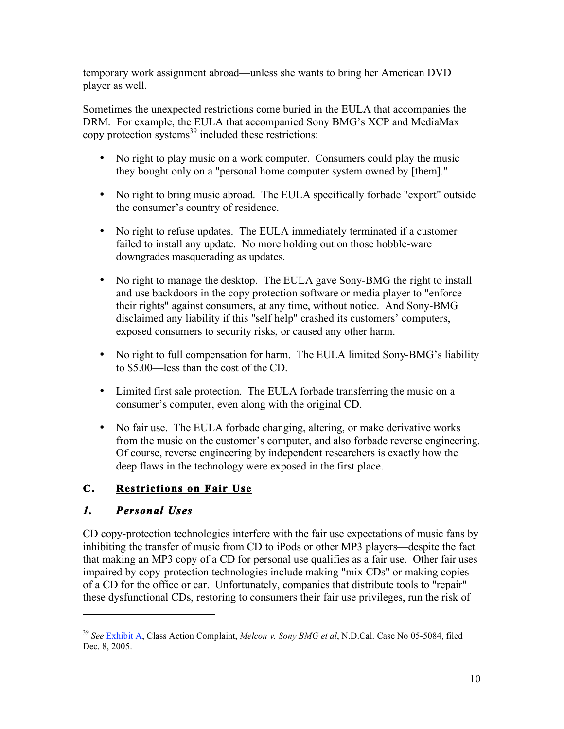temporary work assignment abroad—unless she wants to bring her American DVD player as well.

Sometimes the unexpected restrictions come buried in the EULA that accompanies the DRM. For example, the EULA that accompanied Sony BMG's XCP and MediaMax copy protection systems[39] included these restrictions:

- No right to play music on a work computer. Consumers could play the music they bought only on a "personal home computer system owned by [them]."
- No right to bring music abroad. The EULA specifically forbade "export" outside the consumer's country of residence.
- No right to refuse updates. The EULA immediately terminated if a customer failed to install any update. No more holding out on those hobble-ware downgrades masquerading as updates.
- No right to manage the desktop. The EULA gave Sony-BMG the right to install and use backdoors in the copy protection software or media player to "enforce their rights" against consumers, at any time, without notice. And Sony-BMG disclaimed any liability if this "self help" crashed its customers' computers, exposed consumers to security risks, or caused any other harm.
- No right to full compensation for harm. The EULA limited Sony-BMG's liability to $5.00—less than the cost of the CD.
- Limited first sale protection. The EULA forbade transferring the music on a consumer's computer, even along with the original CD.
- No fair use. The EULA forbade changing, altering, or make derivative works from the music on the customer's computer, and also forbade reverse engineering. Of course, reverse engineering by independent researchers is exactly how the deep flaws in the technology were exposed in the first place.

## C. Restrictions on Fair Use

### *1. Personal Uses*

CD copy-protection technologies interfere with the fair use expectations of music fans by inhibiting the transfer of music from CD to iPods or other MP3 players—despite the fact that making an MP3 copy of a CD for personal use qualifies as a fair use. Other fair uses impaired by copy-protection technologies include making "mix CDs" or making copies of a CD for the office or car. Unfortunately, companies that distribute tools to "repair" these dysfunctional CDs, restoring to consumers their fair use privileges, run the risk of

---

[39] *See* Exhibit A, Class Action Complaint, *Melcon v. Sony BMG et al*, N.D.Cal. Case No 05-5084, filed Dec. 8, 2005.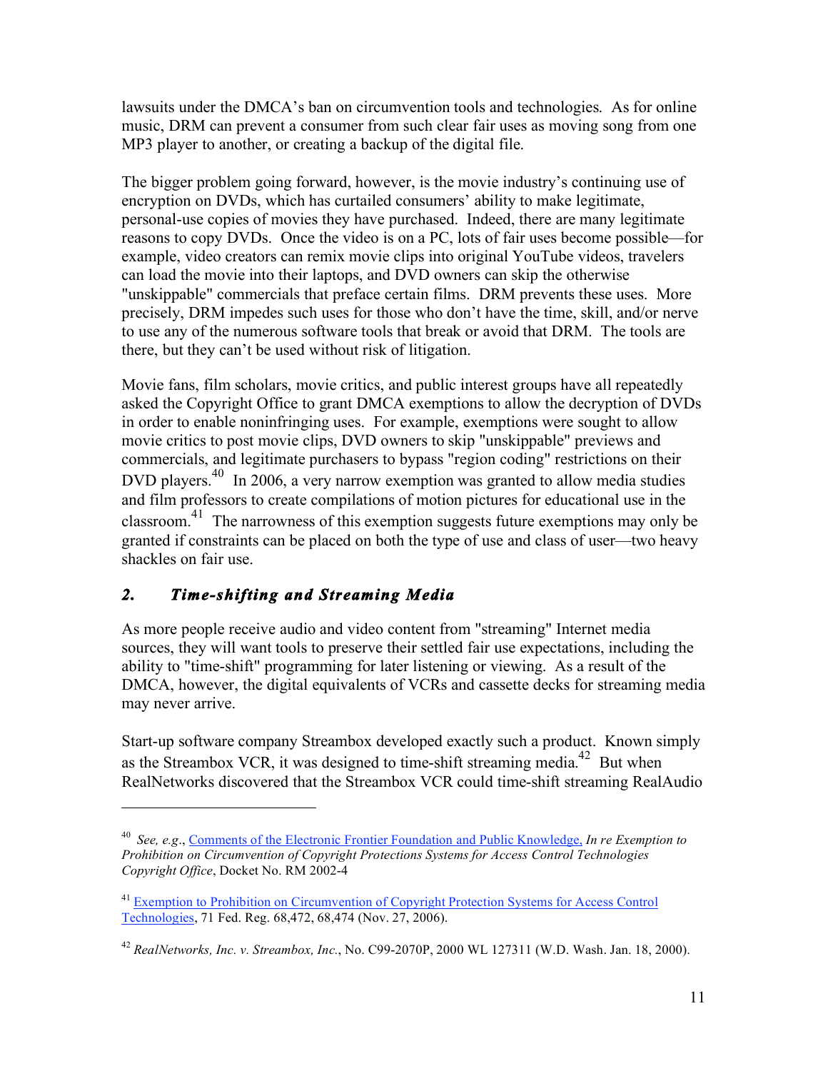lawsuits under the DMCA's ban on circumvention tools and technologies. As for online music, DRM can prevent a consumer from such clear fair uses as moving song from one MP3 player to another, or creating a backup of the digital file.

The bigger problem going forward, however, is the movie industry's continuing use of encryption on DVDs, which has curtailed consumers' ability to make legitimate, personal-use copies of movies they have purchased. Indeed, there are many legitimate reasons to copy DVDs. Once the video is on a PC, lots of fair uses become possible—for example, video creators can remix movie clips into original YouTube videos, travelers can load the movie into their laptops, and DVD owners can skip the otherwise "unskippable" commercials that preface certain films. DRM prevents these uses. More precisely, DRM impedes such uses for those who don't have the time, skill, and/or nerve to use any of the numerous software tools that break or avoid that DRM. The tools are there, but they can't be used without risk of litigation.

Movie fans, film scholars, movie critics, and public interest groups have all repeatedly asked the Copyright Office to grant DMCA exemptions to allow the decryption of DVDs in order to enable noninfringing uses. For example, exemptions were sought to allow movie critics to post movie clips, DVD owners to skip "unskippable" previews and commercials, and legitimate purchasers to bypass "region coding" restrictions on their DVD players.[40] In 2006, a very narrow exemption was granted to allow media studies and film professors to create compilations of motion pictures for educational use in the classroom.[41] The narrowness of this exemption suggests future exemptions may only be granted if constraints can be placed on both the type of use and class of user—two heavy shackles on fair use.

### *2. Time-shifting and Streaming Media*

As more people receive audio and video content from "streaming" Internet media sources, they will want tools to preserve their settled fair use expectations, including the ability to "time-shift" programming for later listening or viewing. As a result of the DMCA, however, the digital equivalents of VCRs and cassette decks for streaming media may never arrive.

Start-up software company Streambox developed exactly such a product. Known simply as the Streambox VCR, it was designed to time-shift streaming media.[42] But when RealNetworks discovered that the Streambox VCR could time-shift streaming RealAudio

---

[40] *See, e.g.*, Comments of the Electronic Frontier Foundation and Public Knowledge, *In re Exemption to Prohibition on Circumvention of Copyright Protections Systems for Access Control Technologies Copyright Office*, Docket No. RM 2002-4

[41] Exemption to Prohibition on Circumvention of Copyright Protection Systems for Access Control Technologies, 71 Fed. Reg. 68,472, 68,474 (Nov. 27, 2006).

[42] *RealNetworks, Inc. v. Streambox, Inc.*, No. C99-2070P, 2000 WL 127311 (W.D. Wash. Jan. 18, 2000).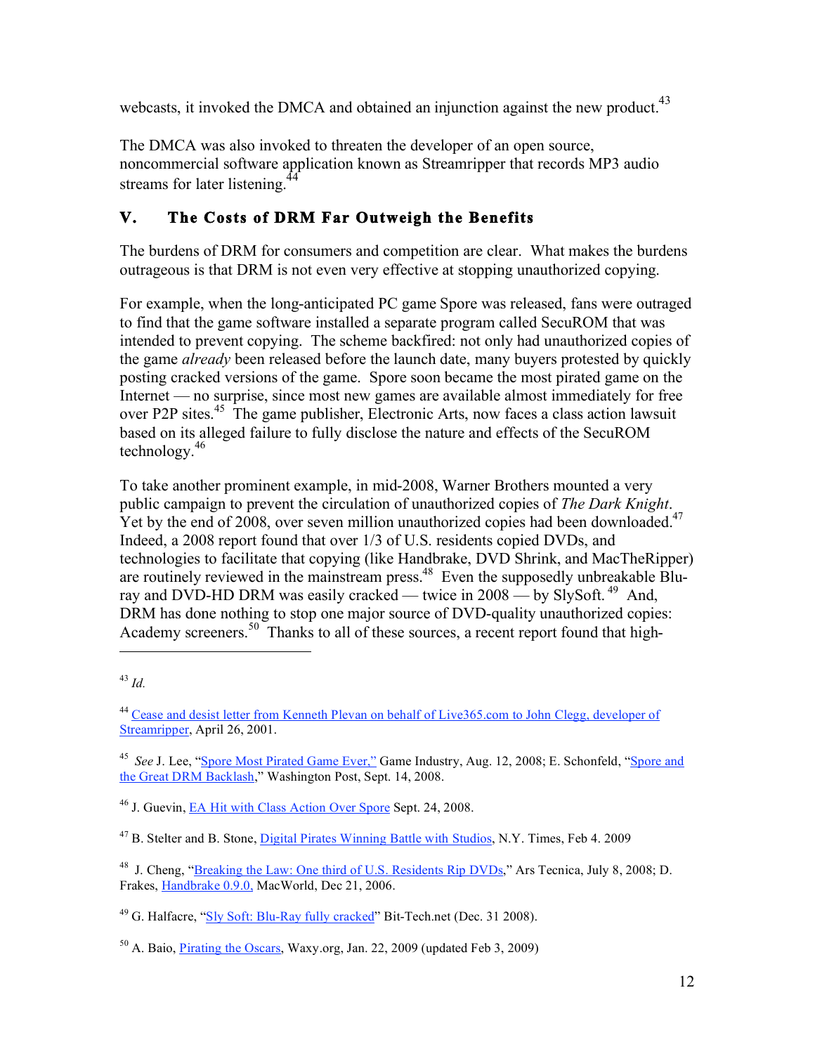webcasts, it invoked the DMCA and obtained an injunction against the new product.[43]

The DMCA was also invoked to threaten the developer of an open source, noncommercial software application known as Streamripper that records MP3 audio streams for later listening.[44]

## V. The Costs of DRM Far Outweigh the Benefits

The burdens of DRM for consumers and competition are clear. What makes the burdens outrageous is that DRM is not even very effective at stopping unauthorized copying.

For example, when the long-anticipated PC game Spore was released, fans were outraged to find that the game software installed a separate program called SecuROM that was intended to prevent copying. The scheme backfired: not only had unauthorized copies of the game *already* been released before the launch date, many buyers protested by quickly posting cracked versions of the game. Spore soon became the most pirated game on the Internet — no surprise, since most new games are available almost immediately for free over P2P sites.[45] The game publisher, Electronic Arts, now faces a class action lawsuit based on its alleged failure to fully disclose the nature and effects of the SecuROM technology.[46]

To take another prominent example, in mid-2008, Warner Brothers mounted a very public campaign to prevent the circulation of unauthorized copies of *The Dark Knight*. Yet by the end of 2008, over seven million unauthorized copies had been downloaded.[47] Indeed, a 2008 report found that over 1/3 of U.S. residents copied DVDs, and technologies to facilitate that copying (like Handbrake, DVD Shrink, and MacTheRipper) are routinely reviewed in the mainstream press.[48] Even the supposedly unbreakable Blu-ray and DVD-HD DRM was easily cracked — twice in 2008 — by SlySoft.[49] And, DRM has done nothing to stop one major source of DVD-quality unauthorized copies: Academy screeners.[50] Thanks to all of these sources, a recent report found that high-

---

[43] *Id.*

[44] Cease and desist letter from Kenneth Plevan on behalf of Live365.com to John Clegg, developer of Streamripper, April 26, 2001.

[45] *See* J. Lee, "Spore Most Pirated Game Ever," Game Industry, Aug. 12, 2008; E. Schonfeld, "Spore and the Great DRM Backlash," Washington Post, Sept. 14, 2008.

[46] J. Guevin, EA Hit with Class Action Over Spore Sept. 24, 2008.

[47] B. Stelter and B. Stone, Digital Pirates Winning Battle with Studios, N.Y. Times, Feb 4. 2009

[48] J. Cheng, "Breaking the Law: One third of U.S. Residents Rip DVDs," Ars Tecnica, July 8, 2008; D. Frakes, Handbrake 0.9.0, MacWorld, Dec 21, 2006.

[49] G. Halfacre, "Sly Soft: Blu-Ray fully cracked" Bit-Tech.net (Dec. 31 2008).

[50] A. Baio, Pirating the Oscars, Waxy.org, Jan. 22, 2009 (updated Feb 3, 2009)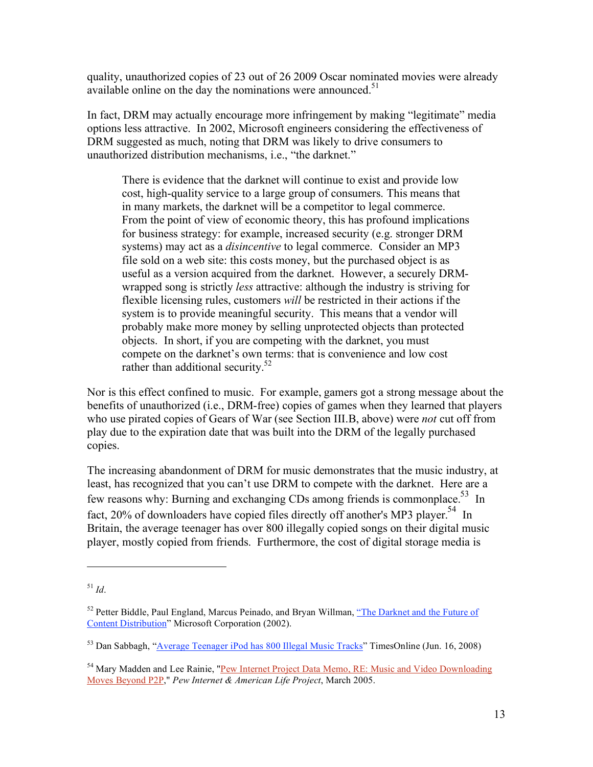quality, unauthorized copies of 23 out of 26 2009 Oscar nominated movies were already available online on the day the nominations were announced.[51]

In fact, DRM may actually encourage more infringement by making "legitimate" media options less attractive. In 2002, Microsoft engineers considering the effectiveness of DRM suggested as much, noting that DRM was likely to drive consumers to unauthorized distribution mechanisms, i.e., "the darknet."

> There is evidence that the darknet will continue to exist and provide low cost, high-quality service to a large group of consumers. This means that in many markets, the darknet will be a competitor to legal commerce. From the point of view of economic theory, this has profound implications for business strategy: for example, increased security (e.g. stronger DRM systems) may act as a *disincentive* to legal commerce. Consider an MP3 file sold on a web site: this costs money, but the purchased object is as useful as a version acquired from the darknet. However, a securely DRM-wrapped song is strictly *less* attractive: although the industry is striving for flexible licensing rules, customers *will* be restricted in their actions if the system is to provide meaningful security. This means that a vendor will probably make more money by selling unprotected objects than protected objects. In short, if you are competing with the darknet, you must compete on the darknet's own terms: that is convenience and low cost rather than additional security.[52]

Nor is this effect confined to music. For example, gamers got a strong message about the benefits of unauthorized (i.e., DRM-free) copies of games when they learned that players who use pirated copies of Gears of War (see Section III.B, above) were *not* cut off from play due to the expiration date that was built into the DRM of the legally purchased copies.

The increasing abandonment of DRM for music demonstrates that the music industry, at least, has recognized that you can't use DRM to compete with the darknet. Here are a few reasons why: Burning and exchanging CDs among friends is commonplace.[53] In fact, 20% of downloaders have copied files directly off another's MP3 player.[54] In Britain, the average teenager has over 800 illegally copied songs on their digital music player, mostly copied from friends. Furthermore, the cost of digital storage media is

---

[51] *Id*.

[52] Petter Biddle, Paul England, Marcus Peinado, and Bryan Willman, "The Darknet and the Future of Content Distribution" Microsoft Corporation (2002).

[53] Dan Sabbagh, "Average Teenager iPod has 800 Illegal Music Tracks" TimesOnline (Jun. 16, 2008)

[54] Mary Madden and Lee Rainie, "Pew Internet Project Data Memo, RE: Music and Video Downloading Moves Beyond P2P," *Pew Internet & American Life Project*, March 2005.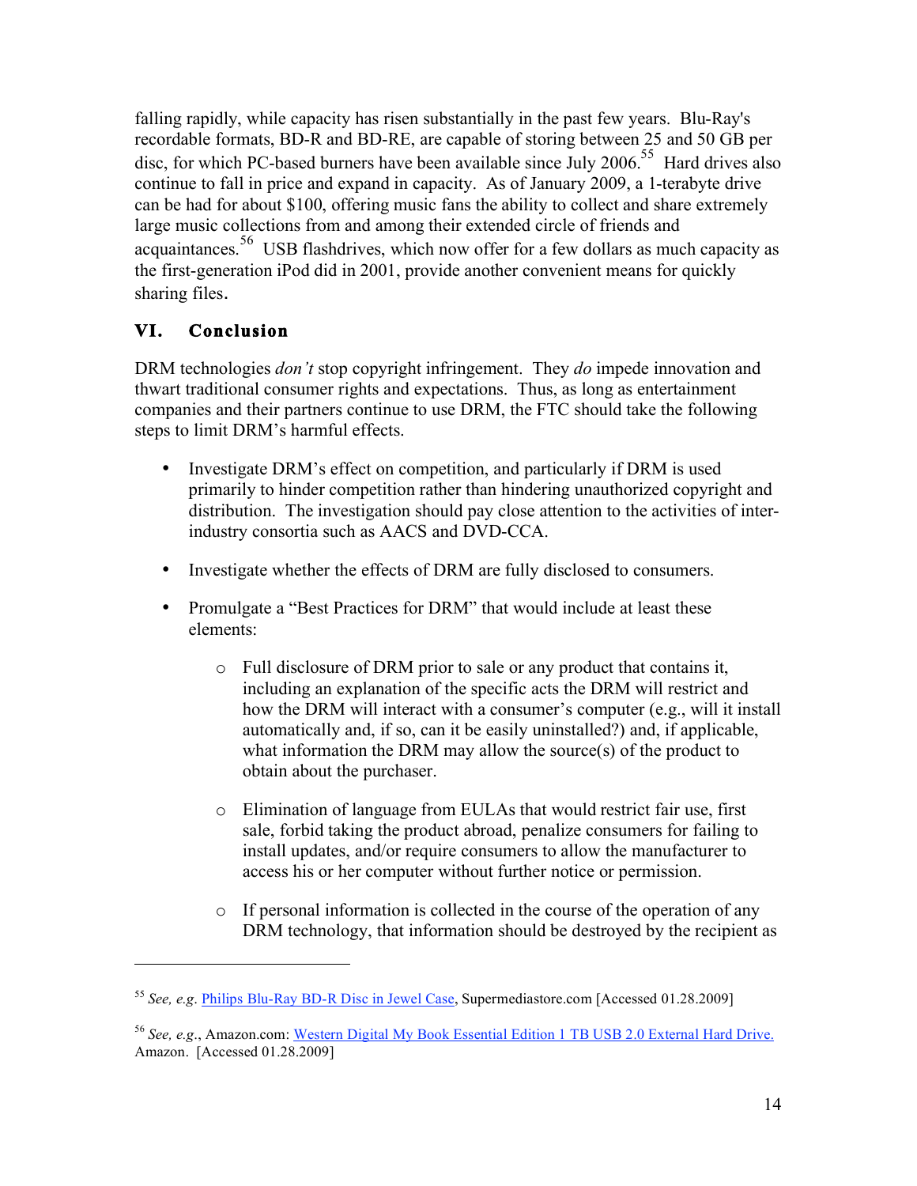falling rapidly, while capacity has risen substantially in the past few years. Blu-Ray's recordable formats, BD-R and BD-RE, are capable of storing between 25 and 50 GB per disc, for which PC-based burners have been available since July 2006.[55] Hard drives also continue to fall in price and expand in capacity. As of January 2009, a 1-terabyte drive can be had for about $100, offering music fans the ability to collect and share extremely large music collections from and among their extended circle of friends and acquaintances.[56] USB flashdrives, which now offer for a few dollars as much capacity as the first-generation iPod did in 2001, provide another convenient means for quickly sharing files.

## VI. Conclusion

DRM technologies *don't* stop copyright infringement. They *do* impede innovation and thwart traditional consumer rights and expectations. Thus, as long as entertainment companies and their partners continue to use DRM, the FTC should take the following steps to limit DRM's harmful effects.

- Investigate DRM's effect on competition, and particularly if DRM is used primarily to hinder competition rather than hindering unauthorized copyright and distribution. The investigation should pay close attention to the activities of inter-industry consortia such as AACS and DVD-CCA.

- Investigate whether the effects of DRM are fully disclosed to consumers.

- Promulgate a "Best Practices for DRM" that would include at least these elements:

    - Full disclosure of DRM prior to sale or any product that contains it, including an explanation of the specific acts the DRM will restrict and how the DRM will interact with a consumer's computer (e.g., will it install automatically and, if so, can it be easily uninstalled?) and, if applicable, what information the DRM may allow the source(s) of the product to obtain about the purchaser.

    - Elimination of language from EULAs that would restrict fair use, first sale, forbid taking the product abroad, penalize consumers for failing to install updates, and/or require consumers to allow the manufacturer to access his or her computer without further notice or permission.

    - If personal information is collected in the course of the operation of any DRM technology, that information should be destroyed by the recipient as

---

[55] *See, e.g*. Philips Blu-Ray BD-R Disc in Jewel Case, Supermediastore.com [Accessed 01.28.2009]

[56] *See, e.g*., Amazon.com: Western Digital My Book Essential Edition 1 TB USB 2.0 External Hard Drive. Amazon. [Accessed 01.28.2009]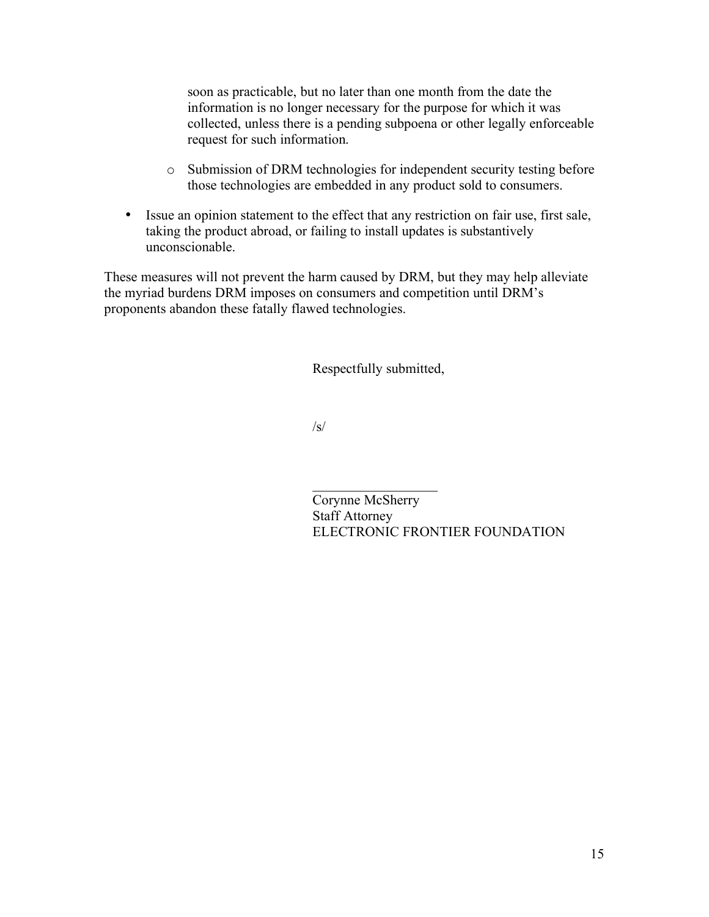soon as practicable, but no later than one month from the date the information is no longer necessary for the purpose for which it was collected, unless there is a pending subpoena or other legally enforceable request for such information.

    - Submission of DRM technologies for independent security testing before those technologies are embedded in any product sold to consumers.

- Issue an opinion statement to the effect that any restriction on fair use, first sale, taking the product abroad, or failing to install updates is substantively unconscionable.

These measures will not prevent the harm caused by DRM, but they may help alleviate the myriad burdens DRM imposes on consumers and competition until DRM's proponents abandon these fatally flawed technologies.

Respectfully submitted,

/s/

\_\_\_\_\_\_\_\_\_\_\_\_\_\_\_\_\_\_

Corynne McSherry
Staff Attorney
ELECTRONIC FRONTIER FOUNDATION